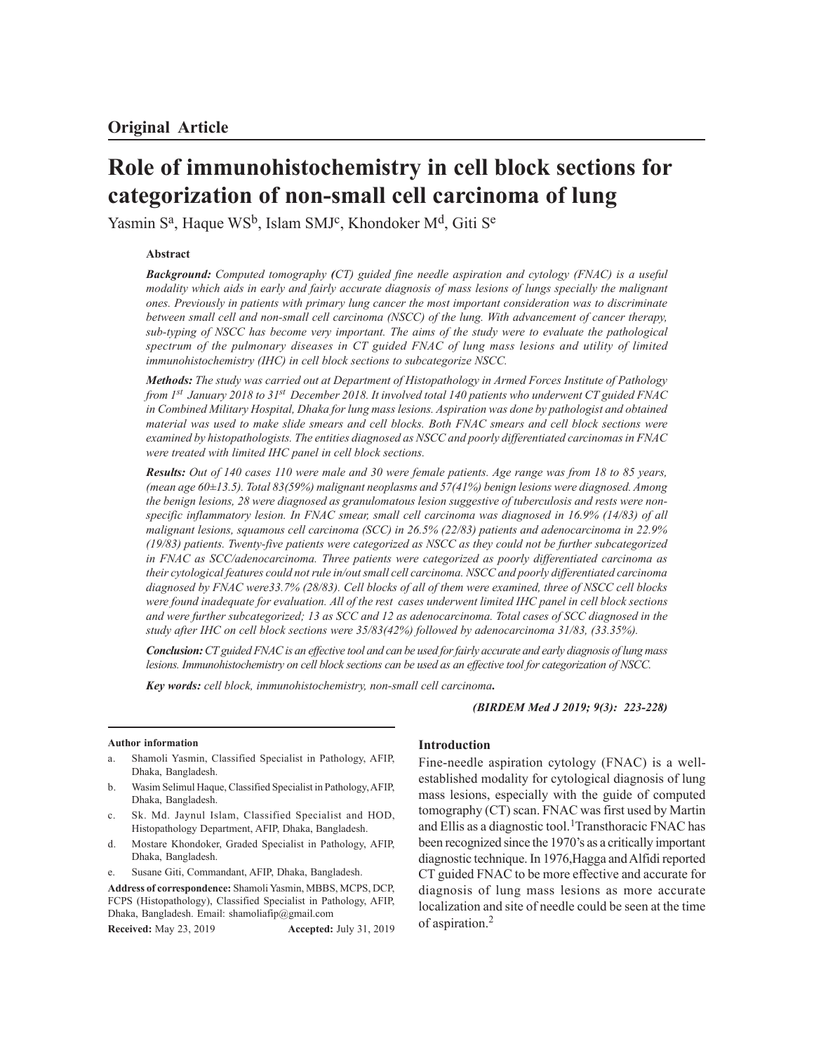**Original Article**

# Role of immunohistochemistry in cell block sections for categorization of non-small cell carcinoma of lung

Yasmin S[a], Haque WS[b], Islam SMJ[c], Khondoker M[d], Giti S[e]

### Abstract

***Background:*** *Computed tomography (CT) guided fine needle aspiration and cytology (FNAC) is a useful modality which aids in early and fairly accurate diagnosis of mass lesions of lungs specially the malignant ones. Previously in patients with primary lung cancer the most important consideration was to discriminate between small cell and non-small cell carcinoma (NSCC) of the lung. With advancement of cancer therapy, sub-typing of NSCC has become very important. The aims of the study were to evaluate the pathological spectrum of the pulmonary diseases in CT guided FNAC of lung mass lesions and utility of limited immunohistochemistry (IHC) in cell block sections to subcategorize NSCC.*

***Methods:*** *The study was carried out at Department of Histopathology in Armed Forces Institute of Pathology from 1st January 2018 to 31st December 2018. It involved total 140 patients who underwent CT guided FNAC in Combined Military Hospital, Dhaka for lung mass lesions. Aspiration was done by pathologist and obtained material was used to make slide smears and cell blocks. Both FNAC smears and cell block sections were examined by histopathologists. The entities diagnosed as NSCC and poorly differentiated carcinomas in FNAC were treated with limited IHC panel in cell block sections.*

***Results:*** *Out of 140 cases 110 were male and 30 were female patients. Age range was from 18 to 85 years, (mean age 60±13.5). Total 83(59%) malignant neoplasms and 57(41%) benign lesions were diagnosed. Among the benign lesions, 28 were diagnosed as granulomatous lesion suggestive of tuberculosis and rests were non-specific inflammatory lesion. In FNAC smear, small cell carcinoma was diagnosed in 16.9% (14/83) of all malignant lesions, squamous cell carcinoma (SCC) in 26.5% (22/83) patients and adenocarcinoma in 22.9% (19/83) patients. Twenty-five patients were categorized as NSCC as they could not be further subcategorized in FNAC as SCC/adenocarcinoma. Three patients were categorized as poorly differentiated carcinoma as their cytological features could not rule in/out small cell carcinoma. NSCC and poorly differentiated carcinoma diagnosed by FNAC were33.7% (28/83). Cell blocks of all of them were examined, three of NSCC cell blocks were found inadequate for evaluation. All of the rest cases underwent limited IHC panel in cell block sections and were further subcategorized; 13 as SCC and 12 as adenocarcinoma. Total cases of SCC diagnosed in the study after IHC on cell block sections were 35/83(42%) followed by adenocarcinoma 31/83, (33.35%).*

***Conclusion:*** *CT guided FNAC is an effective tool and can be used for fairly accurate and early diagnosis of lung mass lesions. Immunohistochemistry on cell block sections can be used as an effective tool for categorization of NSCC.*

***Key words:*** *cell block, immunohistochemistry, non-small cell carcinoma.*

*(BIRDEM Med J 2019; 9(3): 223-228)*

**Author information**

a. Shamoli Yasmin, Classified Specialist in Pathology, AFIP, Dhaka, Bangladesh.
b. Wasim Selimul Haque, Classified Specialist in Pathology, AFIP, Dhaka, Bangladesh.
c. Sk. Md. Jaynul Islam, Classified Specialist and HOD, Histopathology Department, AFIP, Dhaka, Bangladesh.
d. Mostare Khondoker, Graded Specialist in Pathology, AFIP, Dhaka, Bangladesh.
e. Susane Giti, Commandant, AFIP, Dhaka, Bangladesh.

**Address of correspondence:** Shamoli Yasmin, MBBS, MCPS, DCP, FCPS (Histopathology), Classified Specialist in Pathology, AFIP, Dhaka, Bangladesh. Email: shamoliafip@gmail.com

**Received:** May 23, 2019 **Accepted:** July 31, 2019

## Introduction

Fine-needle aspiration cytology (FNAC) is a well-established modality for cytological diagnosis of lung mass lesions, especially with the guide of computed tomography (CT) scan. FNAC was first used by Martin and Ellis as a diagnostic tool.[1] Transthoracic FNAC has been recognized since the 1970's as a critically important diagnostic technique. In 1976,Hagga and Alfidi reported CT guided FNAC to be more effective and accurate for diagnosis of lung mass lesions as more accurate localization and site of needle could be seen at the time of aspiration.[2]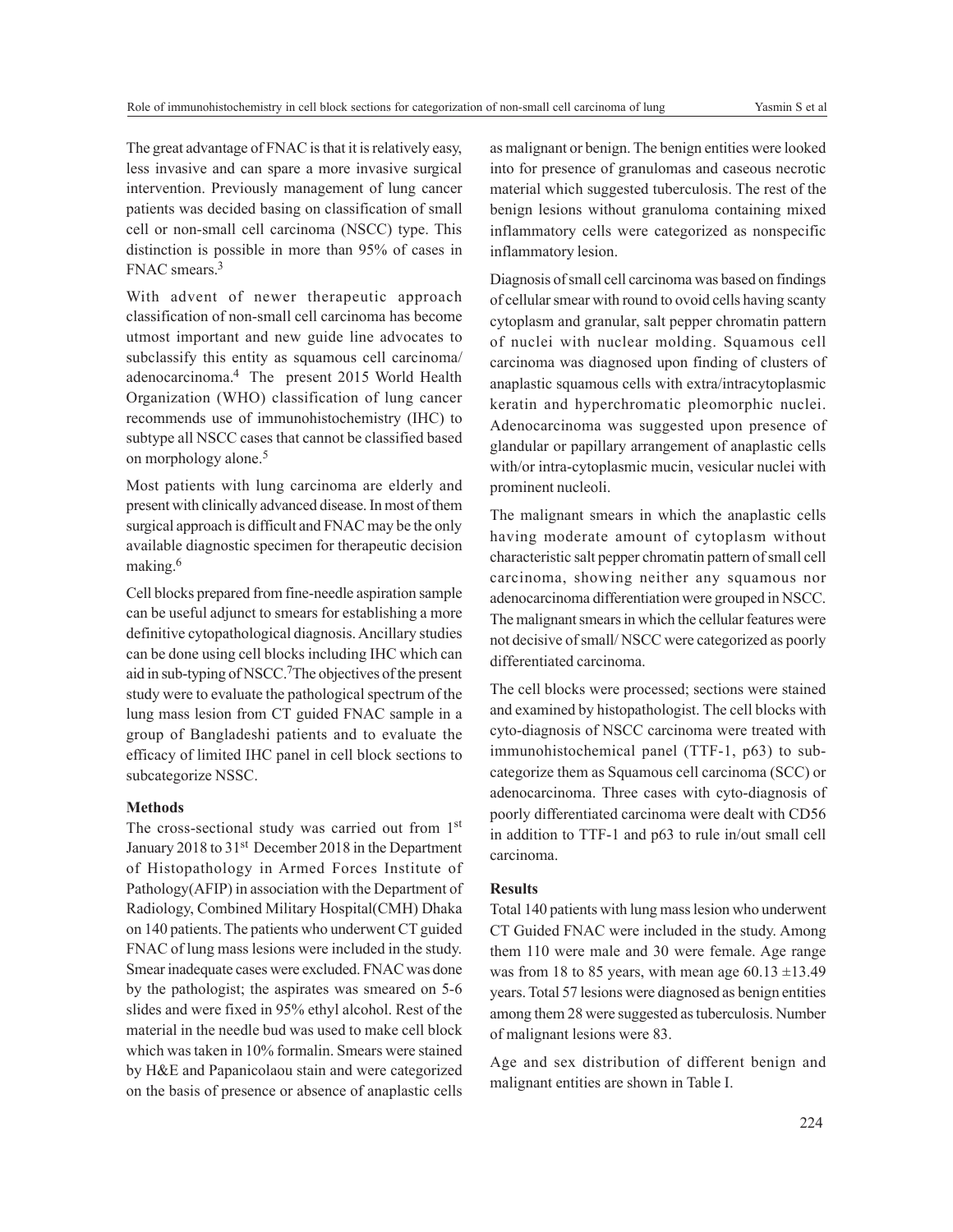The great advantage of FNAC is that it is relatively easy, less invasive and can spare a more invasive surgical intervention. Previously management of lung cancer patients was decided basing on classification of small cell or non-small cell carcinoma (NSCC) type. This distinction is possible in more than 95% of cases in FNAC smears.[3]

With advent of newer therapeutic approach classification of non-small cell carcinoma has become utmost important and new guide line advocates to subclassify this entity as squamous cell carcinoma/ adenocarcinoma.[4] The present 2015 World Health Organization (WHO) classification of lung cancer recommends use of immunohistochemistry (IHC) to subtype all NSCC cases that cannot be classified based on morphology alone.[5]

Most patients with lung carcinoma are elderly and present with clinically advanced disease. In most of them surgical approach is difficult and FNAC may be the only available diagnostic specimen for therapeutic decision making.[6]

Cell blocks prepared from fine-needle aspiration sample can be useful adjunct to smears for establishing a more definitive cytopathological diagnosis. Ancillary studies can be done using cell blocks including IHC which can aid in sub-typing of NSCC.[7]The objectives of the present study were to evaluate the pathological spectrum of the lung mass lesion from CT guided FNAC sample in a group of Bangladeshi patients and to evaluate the efficacy of limited IHC panel in cell block sections to subcategorize NSSC.

## Methods

The cross-sectional study was carried out from 1st January 2018 to 31st December 2018 in the Department of Histopathology in Armed Forces Institute of Pathology(AFIP) in association with the Department of Radiology, Combined Military Hospital(CMH) Dhaka on 140 patients. The patients who underwent CT guided FNAC of lung mass lesions were included in the study. Smear inadequate cases were excluded. FNAC was done by the pathologist; the aspirates was smeared on 5-6 slides and were fixed in 95% ethyl alcohol. Rest of the material in the needle bud was used to make cell block which was taken in 10% formalin. Smears were stained by H&E and Papanicolaou stain and were categorized on the basis of presence or absence of anaplastic cells as malignant or benign. The benign entities were looked into for presence of granulomas and caseous necrotic material which suggested tuberculosis. The rest of the benign lesions without granuloma containing mixed inflammatory cells were categorized as nonspecific inflammatory lesion.

Diagnosis of small cell carcinoma was based on findings of cellular smear with round to ovoid cells having scanty cytoplasm and granular, salt pepper chromatin pattern of nuclei with nuclear molding. Squamous cell carcinoma was diagnosed upon finding of clusters of anaplastic squamous cells with extra/intracytoplasmic keratin and hyperchromatic pleomorphic nuclei. Adenocarcinoma was suggested upon presence of glandular or papillary arrangement of anaplastic cells with/or intra-cytoplasmic mucin, vesicular nuclei with prominent nucleoli.

The malignant smears in which the anaplastic cells having moderate amount of cytoplasm without characteristic salt pepper chromatin pattern of small cell carcinoma, showing neither any squamous nor adenocarcinoma differentiation were grouped in NSCC. The malignant smears in which the cellular features were not decisive of small/ NSCC were categorized as poorly differentiated carcinoma.

The cell blocks were processed; sections were stained and examined by histopathologist. The cell blocks with cyto-diagnosis of NSCC carcinoma were treated with immunohistochemical panel (TTF-1, p63) to sub-categorize them as Squamous cell carcinoma (SCC) or adenocarcinoma. Three cases with cyto-diagnosis of poorly differentiated carcinoma were dealt with CD56 in addition to TTF-1 and p63 to rule in/out small cell carcinoma.

## Results

Total 140 patients with lung mass lesion who underwent CT Guided FNAC were included in the study. Among them 110 were male and 30 were female. Age range was from 18 to 85 years, with mean age $60.13 \pm 13.49$ years. Total 57 lesions were diagnosed as benign entities among them 28 were suggested as tuberculosis. Number of malignant lesions were 83.

Age and sex distribution of different benign and malignant entities are shown in Table I.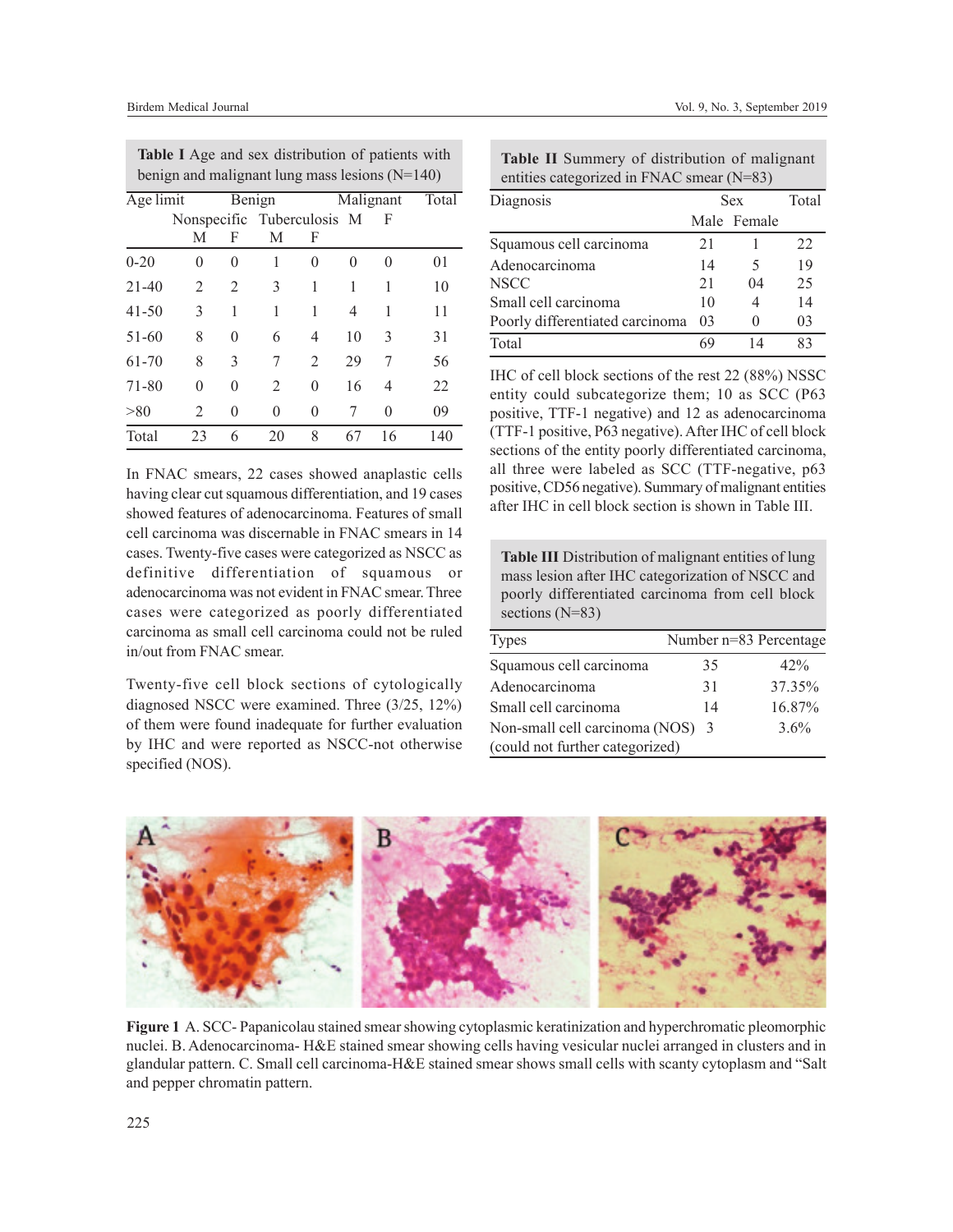**Table I** Age and sex distribution of patients with benign and malignant lung mass lesions (N=140)

| Age limit | Benign | | | | Malignant | | Total |
|---|---|---|---|---|---|---|---|
| | Nonspecific | | Tuberculosis | | M | F | |
| | M | F | M | F | | | |
| 0-20 | 0 | 0 | 1 | 0 | 0 | 0 | 01 |
| 21-40 | 2 | 2 | 3 | 1 | 1 | 1 | 10 |
| 41-50 | 3 | 1 | 1 | 1 | 4 | 1 | 11 |
| 51-60 | 8 | 0 | 6 | 4 | 10 | 3 | 31 |
| 61-70 | 8 | 3 | 7 | 2 | 29 | 7 | 56 |
| 71-80 | 0 | 0 | 2 | 0 | 16 | 4 | 22 |
| >80 | 2 | 0 | 0 | 0 | 7 | 0 | 09 |
| Total | 23 | 6 | 20 | 8 | 67 | 16 | 140 |

In FNAC smears, 22 cases showed anaplastic cells having clear cut squamous differentiation, and 19 cases showed features of adenocarcinoma. Features of small cell carcinoma was discernable in FNAC smears in 14 cases. Twenty-five cases were categorized as NSCC as definitive differentiation of squamous or adenocarcinoma was not evident in FNAC smear. Three cases were categorized as poorly differentiated carcinoma as small cell carcinoma could not be ruled in/out from FNAC smear.

Twenty-five cell block sections of cytologically diagnosed NSCC were examined. Three (3/25, 12%) of them were found inadequate for further evaluation by IHC and were reported as NSCC-not otherwise specified (NOS).

**Table II** Summery of distribution of malignant entities categorized in FNAC smear (N=83)

| Diagnosis | Sex | | Total |
|---|---|---|---|
| | Male | Female | |
| Squamous cell carcinoma | 21 | 1 | 22 |
| Adenocarcinoma | 14 | 5 | 19 |
| NSCC | 21 | 04 | 25 |
| Small cell carcinoma | 10 | 4 | 14 |
| Poorly differentiated carcinoma | 03 | 0 | 03 |
| Total | 69 | 14 | 83 |

IHC of cell block sections of the rest 22 (88%) NSSC entity could subcategorize them; 10 as SCC (P63 positive, TTF-1 negative) and 12 as adenocarcinoma (TTF-1 positive, P63 negative). After IHC of cell block sections of the entity poorly differentiated carcinoma, all three were labeled as SCC (TTF-negative, p63 positive, CD56 negative). Summary of malignant entities after IHC in cell block section is shown in Table III.

**Table III** Distribution of malignant entities of lung mass lesion after IHC categorization of NSCC and poorly differentiated carcinoma from cell block sections (N=83)

| Types | Number n=83 | Percentage |
|---|---|---|
| Squamous cell carcinoma | 35 | 42% |
| Adenocarcinoma | 31 | 37.35% |
| Small cell carcinoma | 14 | 16.87% |
| Non-small cell carcinoma (NOS) (could not further categorized) | 3 | 3.6% |

**Figure 1** A. SCC- Papanicolau stained smear showing cytoplasmic keratinization and hyperchromatic pleomorphic nuclei. B. Adenocarcinoma- H&E stained smear showing cells having vesicular nuclei arranged in clusters and in glandular pattern. C. Small cell carcinoma-H&E stained smear shows small cells with scanty cytoplasm and "Salt and pepper chromatin pattern.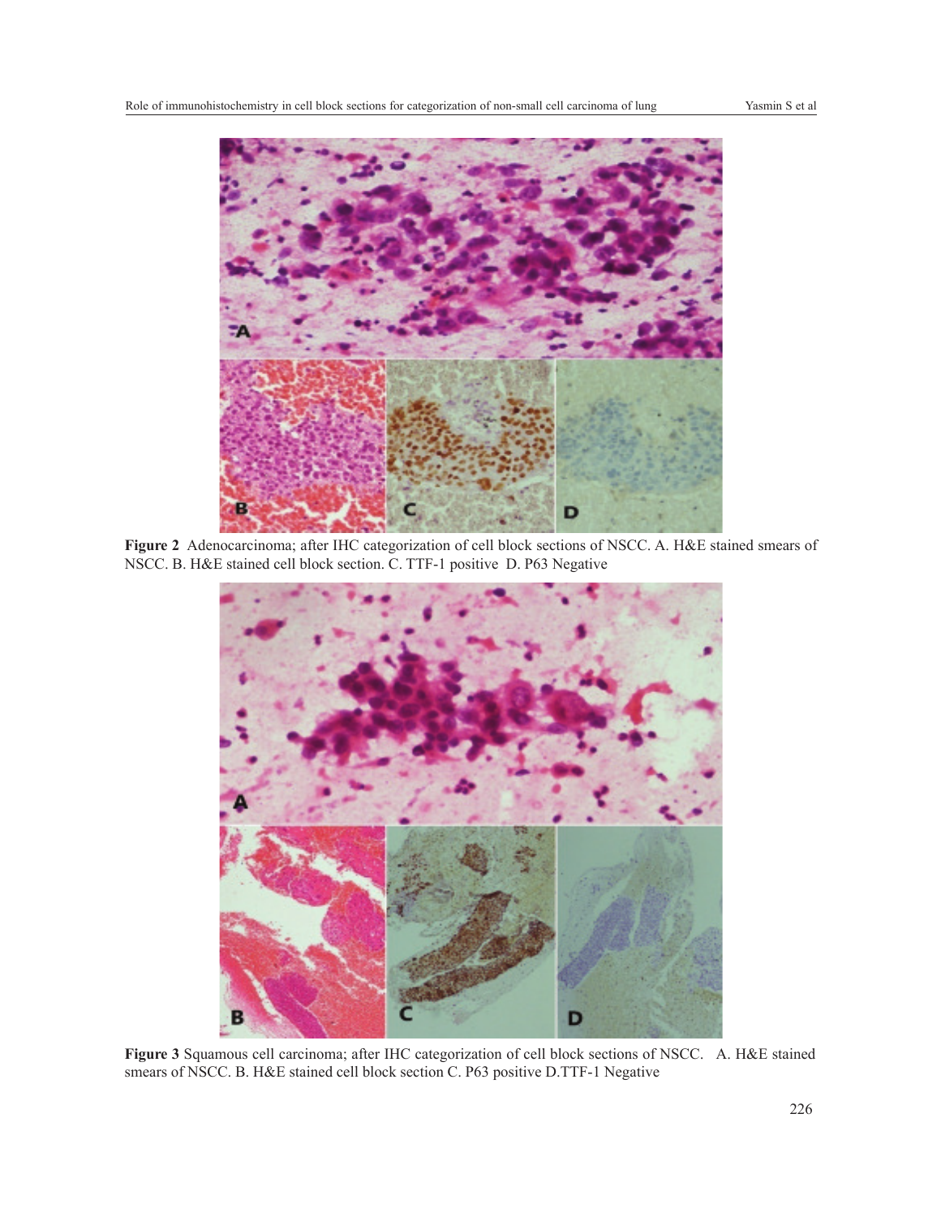**Figure 2** Adenocarcinoma; after IHC categorization of cell block sections of NSCC. A. H&E stained smears of NSCC. B. H&E stained cell block section. C. TTF-1 positive D. P63 Negative

**Figure 3** Squamous cell carcinoma; after IHC categorization of cell block sections of NSCC. A. H&E stained smears of NSCC. B. H&E stained cell block section C. P63 positive D.TTF-1 Negative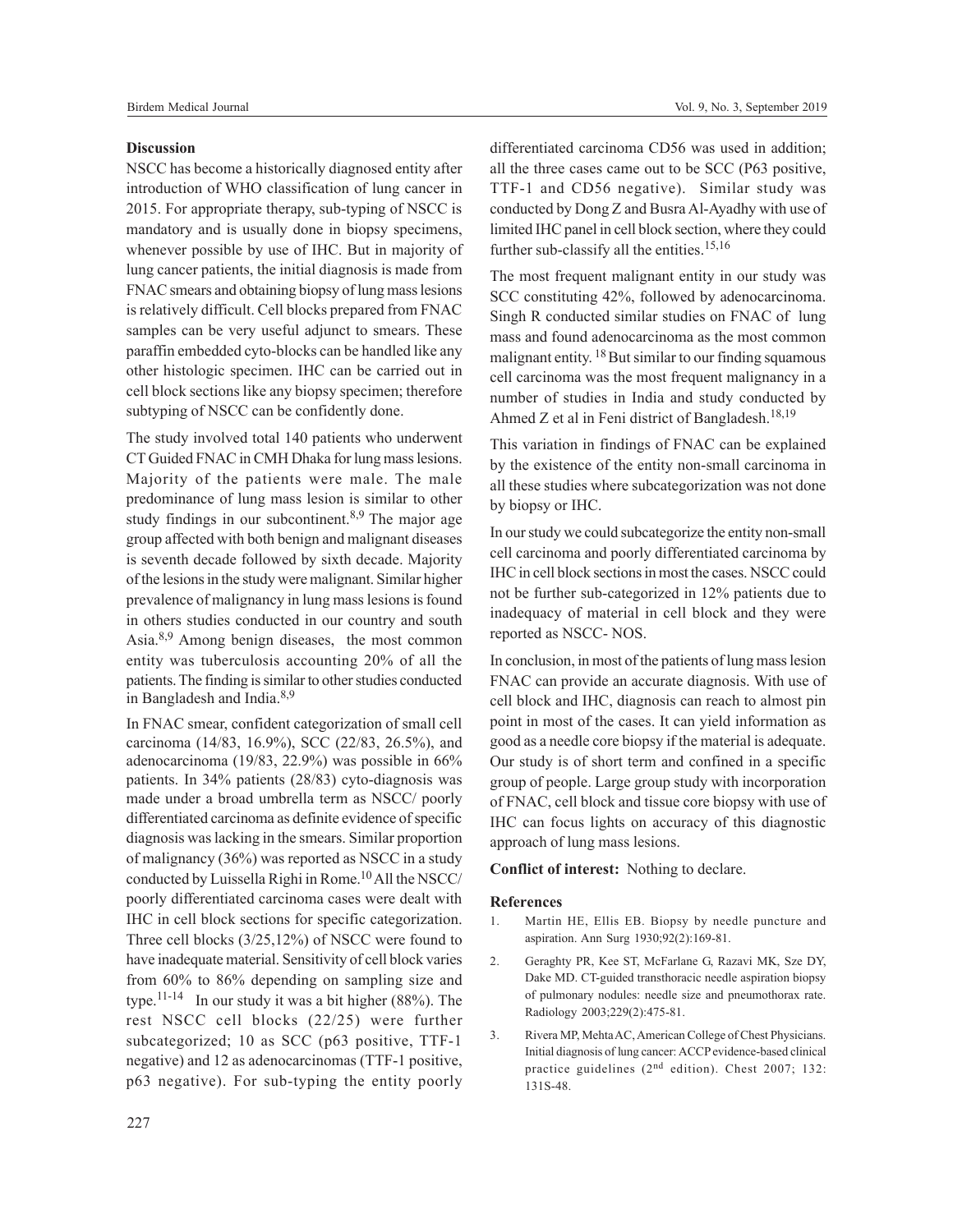## Discussion

NSCC has become a historically diagnosed entity after introduction of WHO classification of lung cancer in 2015. For appropriate therapy, sub-typing of NSCC is mandatory and is usually done in biopsy specimens, whenever possible by use of IHC. But in majority of lung cancer patients, the initial diagnosis is made from FNAC smears and obtaining biopsy of lung mass lesions is relatively difficult. Cell blocks prepared from FNAC samples can be very useful adjunct to smears. These paraffin embedded cyto-blocks can be handled like any other histologic specimen. IHC can be carried out in cell block sections like any biopsy specimen; therefore subtyping of NSCC can be confidently done.

The study involved total 140 patients who underwent CT Guided FNAC in CMH Dhaka for lung mass lesions. Majority of the patients were male. The male predominance of lung mass lesion is similar to other study findings in our subcontinent.[8,9] The major age group affected with both benign and malignant diseases is seventh decade followed by sixth decade. Majority of the lesions in the study were malignant. Similar higher prevalence of malignancy in lung mass lesions is found in others studies conducted in our country and south Asia.[8,9] Among benign diseases, the most common entity was tuberculosis accounting 20% of all the patients. The finding is similar to other studies conducted in Bangladesh and India.[8,9]

In FNAC smear, confident categorization of small cell carcinoma (14/83, 16.9%), SCC (22/83, 26.5%), and adenocarcinoma (19/83, 22.9%) was possible in 66% patients. In 34% patients (28/83) cyto-diagnosis was made under a broad umbrella term as NSCC/ poorly differentiated carcinoma as definite evidence of specific diagnosis was lacking in the smears. Similar proportion of malignancy (36%) was reported as NSCC in a study conducted by Luissella Righi in Rome.[10] All the NSCC/ poorly differentiated carcinoma cases were dealt with IHC in cell block sections for specific categorization. Three cell blocks (3/25,12%) of NSCC were found to have inadequate material. Sensitivity of cell block varies from 60% to 86% depending on sampling size and type.[11-14] In our study it was a bit higher (88%). The rest NSCC cell blocks (22/25) were further subcategorized; 10 as SCC (p63 positive, TTF-1 negative) and 12 as adenocarcinomas (TTF-1 positive, p63 negative). For sub-typing the entity poorly differentiated carcinoma CD56 was used in addition; all the three cases came out to be SCC (P63 positive, TTF-1 and CD56 negative). Similar study was conducted by Dong Z and Busra Al-Ayadhy with use of limited IHC panel in cell block section, where they could further sub-classify all the entities.[15,16]

The most frequent malignant entity in our study was SCC constituting 42%, followed by adenocarcinoma. Singh R conducted similar studies on FNAC of lung mass and found adenocarcinoma as the most common malignant entity.[18] But similar to our finding squamous cell carcinoma was the most frequent malignancy in a number of studies in India and study conducted by Ahmed Z et al in Feni district of Bangladesh.[18,19]

This variation in findings of FNAC can be explained by the existence of the entity non-small carcinoma in all these studies where subcategorization was not done by biopsy or IHC.

In our study we could subcategorize the entity non-small cell carcinoma and poorly differentiated carcinoma by IHC in cell block sections in most the cases. NSCC could not be further sub-categorized in 12% patients due to inadequacy of material in cell block and they were reported as NSCC- NOS.

In conclusion, in most of the patients of lung mass lesion FNAC can provide an accurate diagnosis. With use of cell block and IHC, diagnosis can reach to almost pin point in most of the cases. It can yield information as good as a needle core biopsy if the material is adequate. Our study is of short term and confined in a specific group of people. Large group study with incorporation of FNAC, cell block and tissue core biopsy with use of IHC can focus lights on accuracy of this diagnostic approach of lung mass lesions.

**Conflict of interest:** Nothing to declare.

## References

1. Martin HE, Ellis EB. Biopsy by needle puncture and aspiration. Ann Surg 1930;92(2):169-81.
2. Geraghty PR, Kee ST, McFarlane G, Razavi MK, Sze DY, Dake MD. CT-guided transthoracic needle aspiration biopsy of pulmonary nodules: needle size and pneumothorax rate. Radiology 2003;229(2):475-81.
3. Rivera MP, Mehta AC, American College of Chest Physicians. Initial diagnosis of lung cancer: ACCP evidence-based clinical practice guidelines (2nd edition). Chest 2007; 132: 131S-48.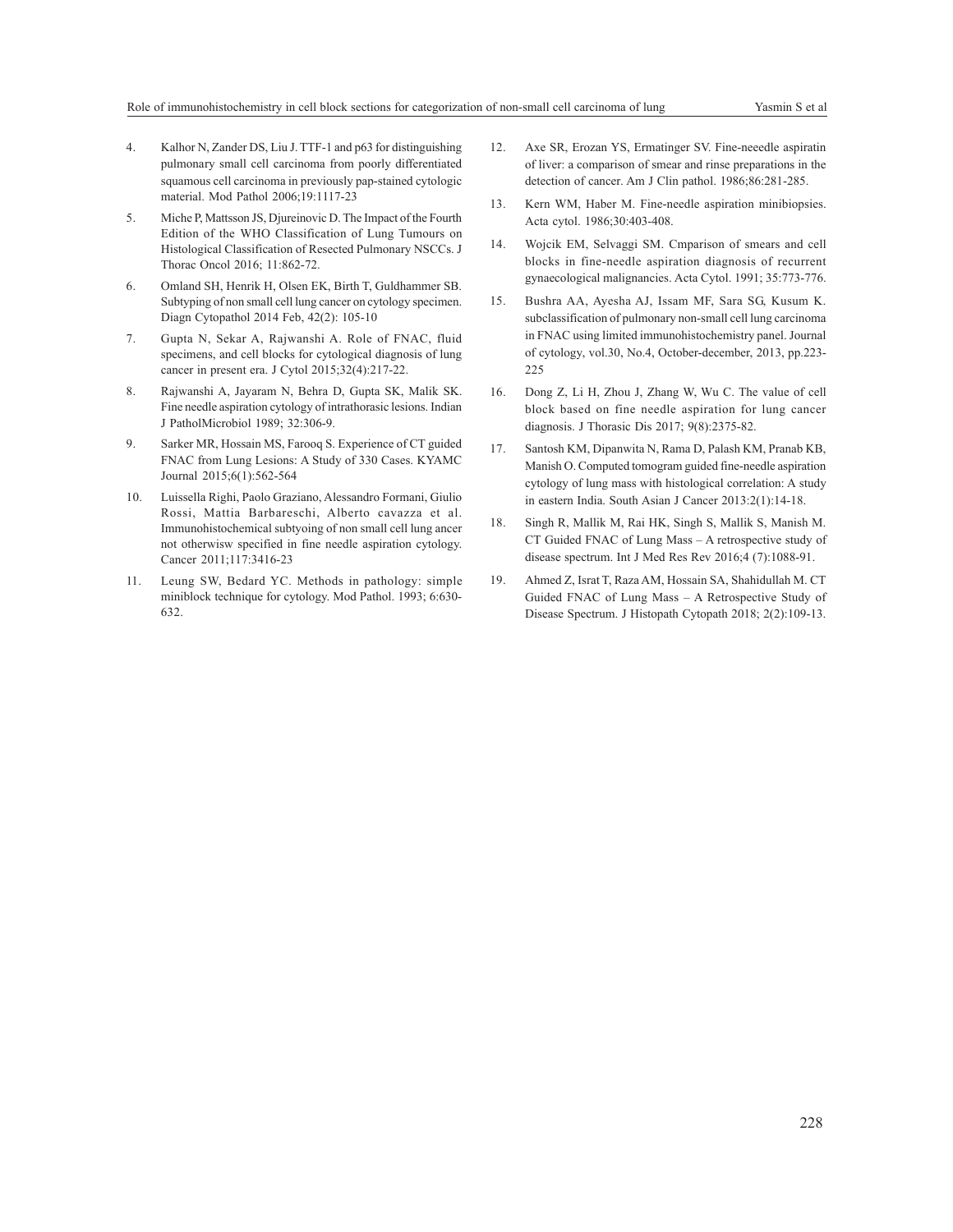4. Kalhor N, Zander DS, Liu J. TTF-1 and p63 for distinguishing pulmonary small cell carcinoma from poorly differentiated squamous cell carcinoma in previously pap-stained cytologic material. Mod Pathol 2006;19:1117-23

5. Miche P, Mattsson JS, Djureinovic D. The Impact of the Fourth Edition of the WHO Classification of Lung Tumours on Histological Classification of Resected Pulmonary NSCCs. J Thorac Oncol 2016; 11:862-72.

6. Omland SH, Henrik H, Olsen EK, Birth T, Guldhammer SB. Subtyping of non small cell lung cancer on cytology specimen. Diagn Cytopathol 2014 Feb, 42(2): 105-10

7. Gupta N, Sekar A, Rajwanshi A. Role of FNAC, fluid specimens, and cell blocks for cytological diagnosis of lung cancer in present era. J Cytol 2015;32(4):217-22.

8. Rajwanshi A, Jayaram N, Behra D, Gupta SK, Malik SK. Fine needle aspiration cytology of intrathorasic lesions. Indian J PatholMicrobiol 1989; 32:306-9.

9. Sarker MR, Hossain MS, Farooq S. Experience of CT guided FNAC from Lung Lesions: A Study of 330 Cases. KYAMC Journal 2015;6(1):562-564

10. Luissella Righi, Paolo Graziano, Alessandro Formani, Giulio Rossi, Mattia Barbareschi, Alberto cavazza et al. Immunohistochemical subtyoing of non small cell lung ancer not otherwisw specified in fine needle aspiration cytology. Cancer 2011;117:3416-23

11. Leung SW, Bedard YC. Methods in pathology: simple miniblock technique for cytology. Mod Pathol. 1993; 6:630-632.

12. Axe SR, Erozan YS, Ermatinger SV. Fine-neeedle aspiratin of liver: a comparison of smear and rinse preparations in the detection of cancer. Am J Clin pathol. 1986;86:281-285.

13. Kern WM, Haber M. Fine-needle aspiration minibiopsies. Acta cytol. 1986;30:403-408.

14. Wojcik EM, Selvaggi SM. Cmparison of smears and cell blocks in fine-needle aspiration diagnosis of recurrent gynaecological malignancies. Acta Cytol. 1991; 35:773-776.

15. Bushra AA, Ayesha AJ, Issam MF, Sara SG, Kusum K. subclassification of pulmonary non-small cell lung carcinoma in FNAC using limited immunohistochemistry panel. Journal of cytology, vol.30, No.4, October-december, 2013, pp.223-225

16. Dong Z, Li H, Zhou J, Zhang W, Wu C. The value of cell block based on fine needle aspiration for lung cancer diagnosis. J Thorasic Dis 2017; 9(8):2375-82.

17. Santosh KM, Dipanwita N, Rama D, Palash KM, Pranab KB, Manish O. Computed tomogram guided fine-needle aspiration cytology of lung mass with histological correlation: A study in eastern India. South Asian J Cancer 2013:2(1):14-18.

18. Singh R, Mallik M, Rai HK, Singh S, Mallik S, Manish M. CT Guided FNAC of Lung Mass – A retrospective study of disease spectrum. Int J Med Res Rev 2016;4 (7):1088-91.

19. Ahmed Z, Israt T, Raza AM, Hossain SA, Shahidullah M. CT Guided FNAC of Lung Mass – A Retrospective Study of Disease Spectrum. J Histopath Cytopath 2018; 2(2):109-13.